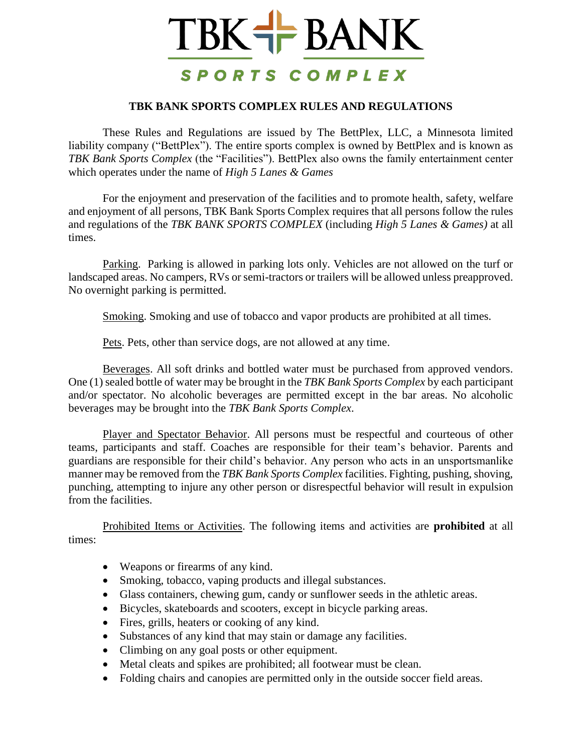# TBK BANK

## SPORTS COMPLEX

### TBK BANK SPORTS COMPLEX RULES AND REGULATIONS

These Rules and Regulations are issued by The BettPlex, LLC, a Minnesota limited liability company ("BettPlex"). The entire sports complex is owned by BettPlex and is known as *TBK Bank Sports Complex* (the "Facilities"). BettPlex also owns the family entertainment center which operates under the name of *High 5 Lanes & Games*

For the enjoyment and preservation of the facilities and to promote health, safety, welfare and enjoyment of all persons, TBK Bank Sports Complex requires that all persons follow the rules and regulations of the *TBK BANK SPORTS COMPLEX* (including *High 5 Lanes & Games)* at all times.

<u>Parking</u>. Parking is allowed in parking lots only. Vehicles are not allowed on the turf or landscaped areas. No campers, RVs or semi-tractors or trailers will be allowed unless preapproved. No overnight parking is permitted.

<u>Smoking</u>. Smoking and use of tobacco and vapor products are prohibited at all times.

<u>Pets</u>. Pets, other than service dogs, are not allowed at any time.

<u>Beverages</u>. All soft drinks and bottled water must be purchased from approved vendors. One (1) sealed bottle of water may be brought in the *TBK Bank Sports Complex* by each participant and/or spectator. No alcoholic beverages are permitted except in the bar areas. No alcoholic beverages may be brought into the *TBK Bank Sports Complex*.

<u>Player and Spectator Behavior</u>. All persons must be respectful and courteous of other teams, participants and staff. Coaches are responsible for their team's behavior. Parents and guardians are responsible for their child's behavior. Any person who acts in an unsportsmanlike manner may be removed from the *TBK Bank Sports Complex* facilities. Fighting, pushing, shoving, punching, attempting to injure any other person or disrespectful behavior will result in expulsion from the facilities.

<u>Prohibited Items or Activities</u>. The following items and activities are **prohibited** at all times:

- Weapons or firearms of any kind.
- Smoking, tobacco, vaping products and illegal substances.
- Glass containers, chewing gum, candy or sunflower seeds in the athletic areas.
- Bicycles, skateboards and scooters, except in bicycle parking areas.
- Fires, grills, heaters or cooking of any kind.
- Substances of any kind that may stain or damage any facilities.
- Climbing on any goal posts or other equipment.
- Metal cleats and spikes are prohibited; all footwear must be clean.
- Folding chairs and canopies are permitted only in the outside soccer field areas.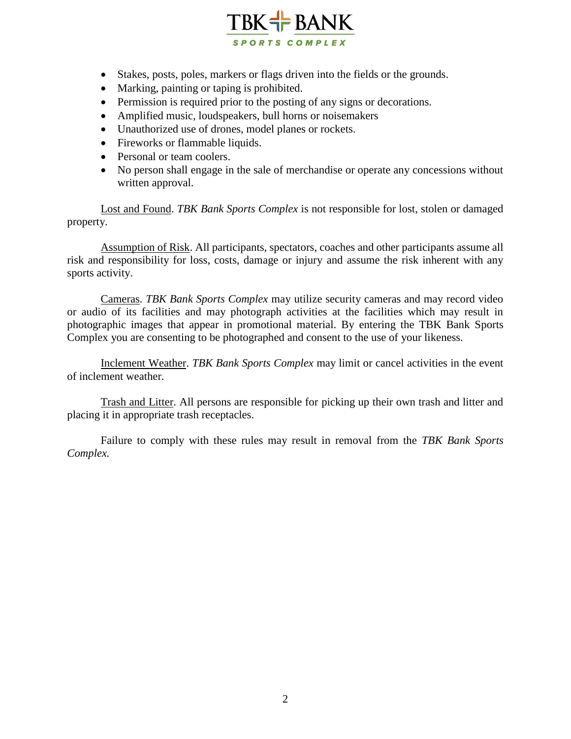- Stakes, posts, poles, markers or flags driven into the fields or the grounds.
- Marking, painting or taping is prohibited.
- Permission is required prior to the posting of any signs or decorations.
- Amplified music, loudspeakers, bull horns or noisemakers
- Unauthorized use of drones, model planes or rockets.
- Fireworks or flammable liquids.
- Personal or team coolers.
- No person shall engage in the sale of merchandise or operate any concessions without written approval.

<u>Lost and Found</u>. *TBK Bank Sports Complex* is not responsible for lost, stolen or damaged property.

<u>Assumption of Risk</u>. All participants, spectators, coaches and other participants assume all risk and responsibility for loss, costs, damage or injury and assume the risk inherent with any sports activity.

<u>Cameras</u>. *TBK Bank Sports Complex* may utilize security cameras and may record video or audio of its facilities and may photograph activities at the facilities which may result in photographic images that appear in promotional material. By entering the TBK Bank Sports Complex you are consenting to be photographed and consent to the use of your likeness.

<u>Inclement Weather</u>. *TBK Bank Sports Complex* may limit or cancel activities in the event of inclement weather.

<u>Trash and Litter</u>. All persons are responsible for picking up their own trash and litter and placing it in appropriate trash receptacles.

Failure to comply with these rules may result in removal from the *TBK Bank Sports Complex.*